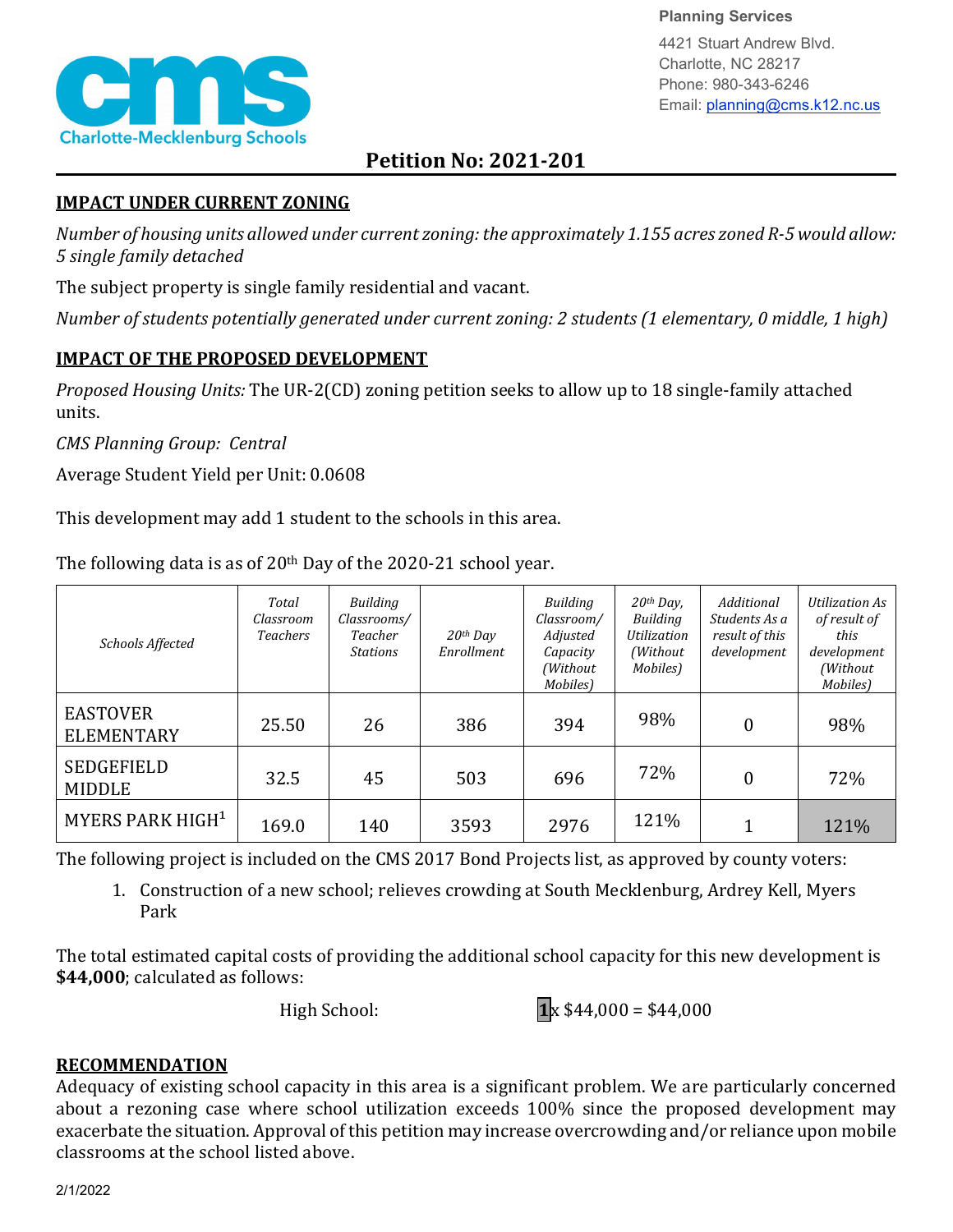Planning Services
4421 Stuart Andrew Blvd.
Charlotte, NC 28217
Phone: 980-343-6246
Email: planning@cms.k12.nc.us

Charlotte-Mecklenburg Schools

# Petition No: 2021-201

## IMPACT UNDER CURRENT ZONING

*Number of housing units allowed under current zoning: the approximately 1.155 acres zoned R-5 would allow: 5 single family detached*

The subject property is single family residential and vacant.

*Number of students potentially generated under current zoning: 2 students (1 elementary, 0 middle, 1 high)*

## IMPACT OF THE PROPOSED DEVELOPMENT

*Proposed Housing Units:* The UR-2(CD) zoning petition seeks to allow up to 18 single-family attached units.

*CMS Planning Group: Central*

Average Student Yield per Unit: 0.0608

This development may add 1 student to the schools in this area.

The following data is as of 20th Day of the 2020-21 school year.

| *Schools Affected* | *Total Classroom Teachers* | *Building Classrooms/ Teacher Stations* | *20th Day Enrollment* | *Building Classroom/ Adjusted Capacity (Without Mobiles)* | *20th Day, Building Utilization (Without Mobiles)* | *Additional Students As a result of this development* | *Utilization As of result of this development (Without Mobiles)* |
|---|---|---|---|---|---|---|---|
| EASTOVER ELEMENTARY | 25.50 | 26 | 386 | 394 | 98% | 0 | 98% |
| SEDGEFIELD MIDDLE | 32.5 | 45 | 503 | 696 | 72% | 0 | 72% |
| MYERS PARK HIGH[1] | 169.0 | 140 | 3593 | 2976 | 121% | 1 | 121% |

The following project is included on the CMS 2017 Bond Projects list, as approved by county voters:

1. Construction of a new school; relieves crowding at South Mecklenburg, Ardrey Kell, Myers Park

The total estimated capital costs of providing the additional school capacity for this new development is **$44,000**; calculated as follows:

High School: 1 x $44,000 = $44,000

## RECOMMENDATION

Adequacy of existing school capacity in this area is a significant problem. We are particularly concerned about a rezoning case where school utilization exceeds 100% since the proposed development may exacerbate the situation. Approval of this petition may increase overcrowding and/or reliance upon mobile classrooms at the school listed above.

2/1/2022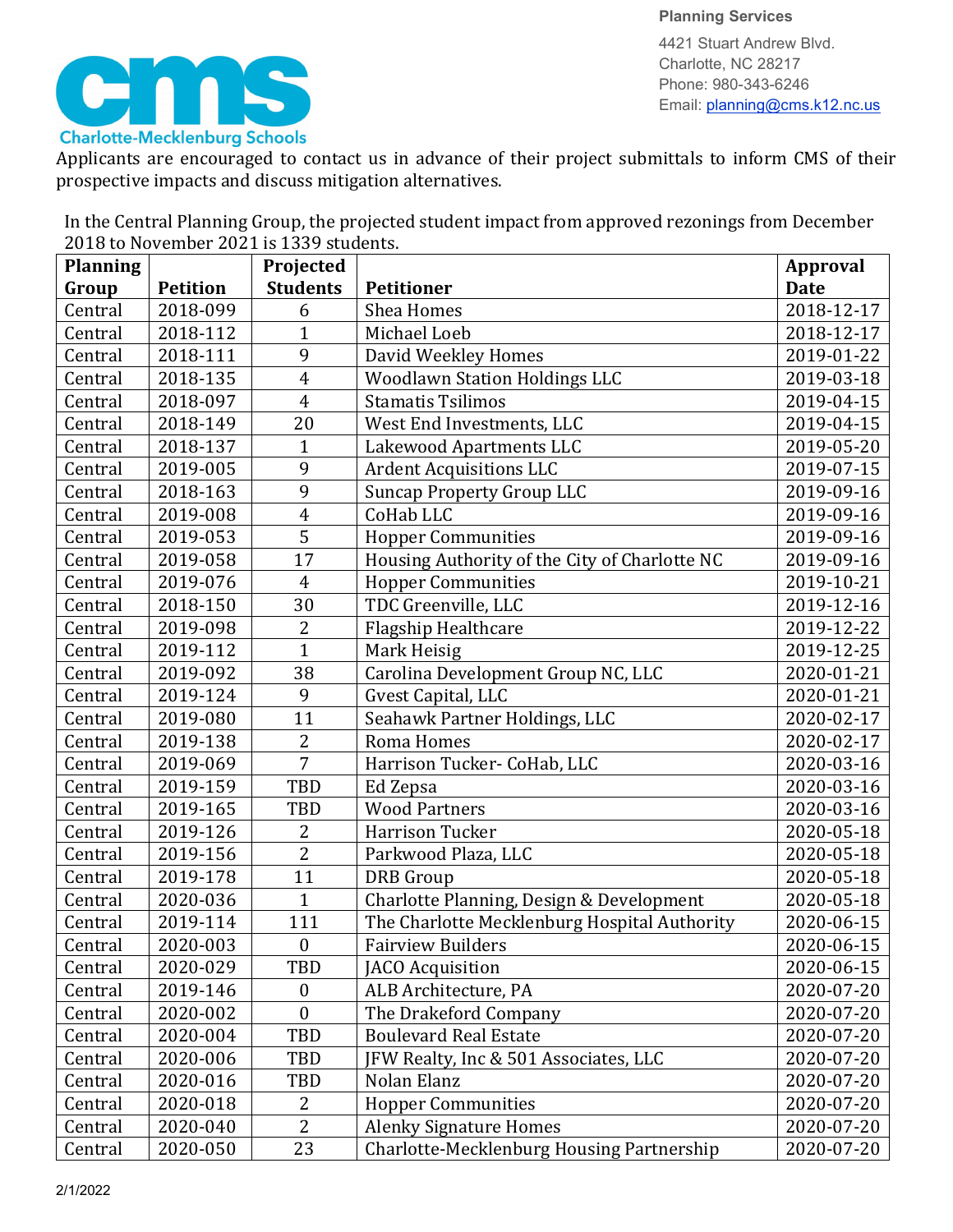Planning Services

4421 Stuart Andrew Blvd.
Charlotte, NC 28217
Phone: 980-343-6246
Email: planning@cms.k12.nc.us

Applicants are encouraged to contact us in advance of their project submittals to inform CMS of their prospective impacts and discuss mitigation alternatives.

In the Central Planning Group, the projected student impact from approved rezonings from December 2018 to November 2021 is 1339 students.

| Planning Group | Petition | Projected Students | Petitioner | Approval Date |
|---|---|---|---|---|
| Central | 2018-099 | 6 | Shea Homes | 2018-12-17 |
| Central | 2018-112 | 1 | Michael Loeb | 2018-12-17 |
| Central | 2018-111 | 9 | David Weekley Homes | 2019-01-22 |
| Central | 2018-135 | 4 | Woodlawn Station Holdings LLC | 2019-03-18 |
| Central | 2018-097 | 4 | Stamatis Tsilimos | 2019-04-15 |
| Central | 2018-149 | 20 | West End Investments, LLC | 2019-04-15 |
| Central | 2018-137 | 1 | Lakewood Apartments LLC | 2019-05-20 |
| Central | 2019-005 | 9 | Ardent Acquisitions LLC | 2019-07-15 |
| Central | 2018-163 | 9 | Suncap Property Group LLC | 2019-09-16 |
| Central | 2019-008 | 4 | CoHab LLC | 2019-09-16 |
| Central | 2019-053 | 5 | Hopper Communities | 2019-09-16 |
| Central | 2019-058 | 17 | Housing Authority of the City of Charlotte NC | 2019-09-16 |
| Central | 2019-076 | 4 | Hopper Communities | 2019-10-21 |
| Central | 2018-150 | 30 | TDC Greenville, LLC | 2019-12-16 |
| Central | 2019-098 | 2 | Flagship Healthcare | 2019-12-22 |
| Central | 2019-112 | 1 | Mark Heisig | 2019-12-25 |
| Central | 2019-092 | 38 | Carolina Development Group NC, LLC | 2020-01-21 |
| Central | 2019-124 | 9 | Gvest Capital, LLC | 2020-01-21 |
| Central | 2019-080 | 11 | Seahawk Partner Holdings, LLC | 2020-02-17 |
| Central | 2019-138 | 2 | Roma Homes | 2020-02-17 |
| Central | 2019-069 | 7 | Harrison Tucker- CoHab, LLC | 2020-03-16 |
| Central | 2019-159 | TBD | Ed Zepsa | 2020-03-16 |
| Central | 2019-165 | TBD | Wood Partners | 2020-03-16 |
| Central | 2019-126 | 2 | Harrison Tucker | 2020-05-18 |
| Central | 2019-156 | 2 | Parkwood Plaza, LLC | 2020-05-18 |
| Central | 2019-178 | 11 | DRB Group | 2020-05-18 |
| Central | 2020-036 | 1 | Charlotte Planning, Design & Development | 2020-05-18 |
| Central | 2019-114 | 111 | The Charlotte Mecklenburg Hospital Authority | 2020-06-15 |
| Central | 2020-003 | 0 | Fairview Builders | 2020-06-15 |
| Central | 2020-029 | TBD | JACO Acquisition | 2020-06-15 |
| Central | 2019-146 | 0 | ALB Architecture, PA | 2020-07-20 |
| Central | 2020-002 | 0 | The Drakeford Company | 2020-07-20 |
| Central | 2020-004 | TBD | Boulevard Real Estate | 2020-07-20 |
| Central | 2020-006 | TBD | JFW Realty, Inc & 501 Associates, LLC | 2020-07-20 |
| Central | 2020-016 | TBD | Nolan Elanz | 2020-07-20 |
| Central | 2020-018 | 2 | Hopper Communities | 2020-07-20 |
| Central | 2020-040 | 2 | Alenky Signature Homes | 2020-07-20 |
| Central | 2020-050 | 23 | Charlotte-Mecklenburg Housing Partnership | 2020-07-20 |

2/1/2022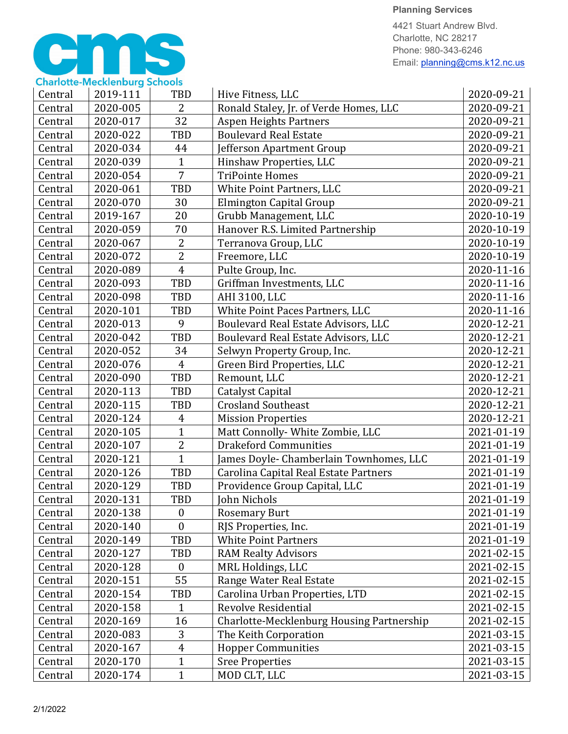| | | | | |
|---|---|---|---|---|
| Central | 2019-111 | TBD | Hive Fitness, LLC | 2020-09-21 |
| Central | 2020-005 | 2 | Ronald Staley, Jr. of Verde Homes, LLC | 2020-09-21 |
| Central | 2020-017 | 32 | Aspen Heights Partners | 2020-09-21 |
| Central | 2020-022 | TBD | Boulevard Real Estate | 2020-09-21 |
| Central | 2020-034 | 44 | Jefferson Apartment Group | 2020-09-21 |
| Central | 2020-039 | 1 | Hinshaw Properties, LLC | 2020-09-21 |
| Central | 2020-054 | 7 | TriPointe Homes | 2020-09-21 |
| Central | 2020-061 | TBD | White Point Partners, LLC | 2020-09-21 |
| Central | 2020-070 | 30 | Elmington Capital Group | 2020-09-21 |
| Central | 2019-167 | 20 | Grubb Management, LLC | 2020-10-19 |
| Central | 2020-059 | 70 | Hanover R.S. Limited Partnership | 2020-10-19 |
| Central | 2020-067 | 2 | Terranova Group, LLC | 2020-10-19 |
| Central | 2020-072 | 2 | Freemore, LLC | 2020-10-19 |
| Central | 2020-089 | 4 | Pulte Group, Inc. | 2020-11-16 |
| Central | 2020-093 | TBD | Griffman Investments, LLC | 2020-11-16 |
| Central | 2020-098 | TBD | AHI 3100, LLC | 2020-11-16 |
| Central | 2020-101 | TBD | White Point Paces Partners, LLC | 2020-11-16 |
| Central | 2020-013 | 9 | Boulevard Real Estate Advisors, LLC | 2020-12-21 |
| Central | 2020-042 | TBD | Boulevard Real Estate Advisors, LLC | 2020-12-21 |
| Central | 2020-052 | 34 | Selwyn Property Group, Inc. | 2020-12-21 |
| Central | 2020-076 | 4 | Green Bird Properties, LLC | 2020-12-21 |
| Central | 2020-090 | TBD | Remount, LLC | 2020-12-21 |
| Central | 2020-113 | TBD | Catalyst Capital | 2020-12-21 |
| Central | 2020-115 | TBD | Crosland Southeast | 2020-12-21 |
| Central | 2020-124 | 4 | Mission Properties | 2020-12-21 |
| Central | 2020-105 | 1 | Matt Connolly- White Zombie, LLC | 2021-01-19 |
| Central | 2020-107 | 2 | Drakeford Communities | 2021-01-19 |
| Central | 2020-121 | 1 | James Doyle- Chamberlain Townhomes, LLC | 2021-01-19 |
| Central | 2020-126 | TBD | Carolina Capital Real Estate Partners | 2021-01-19 |
| Central | 2020-129 | TBD | Providence Group Capital, LLC | 2021-01-19 |
| Central | 2020-131 | TBD | John Nichols | 2021-01-19 |
| Central | 2020-138 | 0 | Rosemary Burt | 2021-01-19 |
| Central | 2020-140 | 0 | RJS Properties, Inc. | 2021-01-19 |
| Central | 2020-149 | TBD | White Point Partners | 2021-01-19 |
| Central | 2020-127 | TBD | RAM Realty Advisors | 2021-02-15 |
| Central | 2020-128 | 0 | MRL Holdings, LLC | 2021-02-15 |
| Central | 2020-151 | 55 | Range Water Real Estate | 2021-02-15 |
| Central | 2020-154 | TBD | Carolina Urban Properties, LTD | 2021-02-15 |
| Central | 2020-158 | 1 | Revolve Residential | 2021-02-15 |
| Central | 2020-169 | 16 | Charlotte-Mecklenburg Housing Partnership | 2021-02-15 |
| Central | 2020-083 | 3 | The Keith Corporation | 2021-03-15 |
| Central | 2020-167 | 4 | Hopper Communities | 2021-03-15 |
| Central | 2020-170 | 1 | Sree Properties | 2021-03-15 |
| Central | 2020-174 | 1 | MOD CLT, LLC | 2021-03-15 |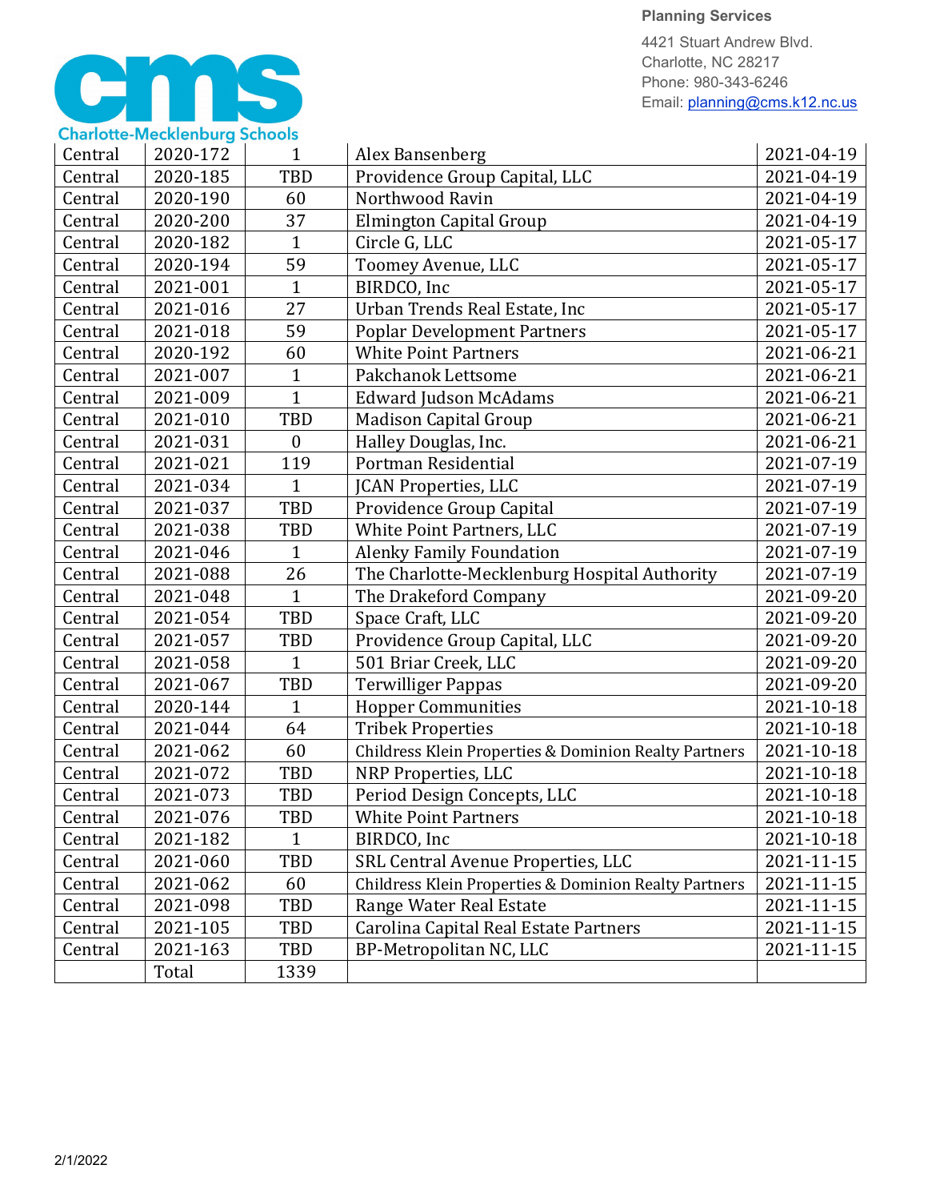**Planning Services**

4421 Stuart Andrew Blvd.
Charlotte, NC 28217
Phone: 980-343-6246
Email: planning@cms.k12.nc.us

Charlotte-Mecklenburg Schools

| | | | | |
|---|---|---|---|---|
| Central | 2020-172 | 1 | Alex Bansenberg | 2021-04-19 |
| Central | 2020-185 | TBD | Providence Group Capital, LLC | 2021-04-19 |
| Central | 2020-190 | 60 | Northwood Ravin | 2021-04-19 |
| Central | 2020-200 | 37 | Elmington Capital Group | 2021-04-19 |
| Central | 2020-182 | 1 | Circle G, LLC | 2021-05-17 |
| Central | 2020-194 | 59 | Toomey Avenue, LLC | 2021-05-17 |
| Central | 2021-001 | 1 | BIRDCO, Inc | 2021-05-17 |
| Central | 2021-016 | 27 | Urban Trends Real Estate, Inc | 2021-05-17 |
| Central | 2021-018 | 59 | Poplar Development Partners | 2021-05-17 |
| Central | 2020-192 | 60 | White Point Partners | 2021-06-21 |
| Central | 2021-007 | 1 | Pakchanok Lettsome | 2021-06-21 |
| Central | 2021-009 | 1 | Edward Judson McAdams | 2021-06-21 |
| Central | 2021-010 | TBD | Madison Capital Group | 2021-06-21 |
| Central | 2021-031 | 0 | Halley Douglas, Inc. | 2021-06-21 |
| Central | 2021-021 | 119 | Portman Residential | 2021-07-19 |
| Central | 2021-034 | 1 | JCAN Properties, LLC | 2021-07-19 |
| Central | 2021-037 | TBD | Providence Group Capital | 2021-07-19 |
| Central | 2021-038 | TBD | White Point Partners, LLC | 2021-07-19 |
| Central | 2021-046 | 1 | Alenky Family Foundation | 2021-07-19 |
| Central | 2021-088 | 26 | The Charlotte-Mecklenburg Hospital Authority | 2021-07-19 |
| Central | 2021-048 | 1 | The Drakeford Company | 2021-09-20 |
| Central | 2021-054 | TBD | Space Craft, LLC | 2021-09-20 |
| Central | 2021-057 | TBD | Providence Group Capital, LLC | 2021-09-20 |
| Central | 2021-058 | 1 | 501 Briar Creek, LLC | 2021-09-20 |
| Central | 2021-067 | TBD | Terwilliger Pappas | 2021-09-20 |
| Central | 2020-144 | 1 | Hopper Communities | 2021-10-18 |
| Central | 2021-044 | 64 | Tribek Properties | 2021-10-18 |
| Central | 2021-062 | 60 | Childress Klein Properties & Dominion Realty Partners | 2021-10-18 |
| Central | 2021-072 | TBD | NRP Properties, LLC | 2021-10-18 |
| Central | 2021-073 | TBD | Period Design Concepts, LLC | 2021-10-18 |
| Central | 2021-076 | TBD | White Point Partners | 2021-10-18 |
| Central | 2021-182 | 1 | BIRDCO, Inc | 2021-10-18 |
| Central | 2021-060 | TBD | SRL Central Avenue Properties, LLC | 2021-11-15 |
| Central | 2021-062 | 60 | Childress Klein Properties & Dominion Realty Partners | 2021-11-15 |
| Central | 2021-098 | TBD | Range Water Real Estate | 2021-11-15 |
| Central | 2021-105 | TBD | Carolina Capital Real Estate Partners | 2021-11-15 |
| Central | 2021-163 | TBD | BP-Metropolitan NC, LLC | 2021-11-15 |
| | Total | 1339 | | |

2/1/2022